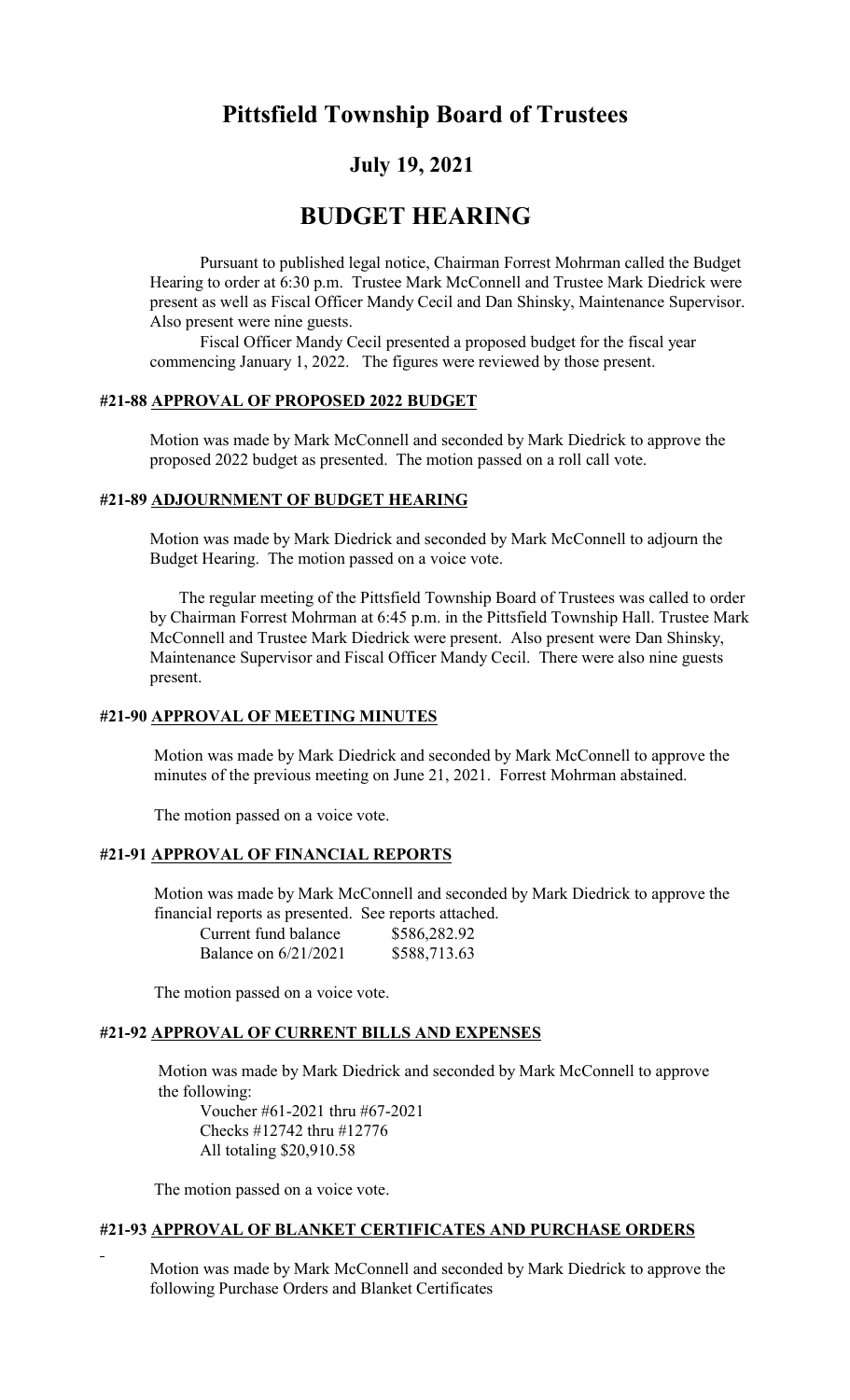# Pittsfield Township Board of Trustees

## July 19, 2021

# BUDGET HEARING

Pursuant to published legal notice, Chairman Forrest Mohrman called the Budget Hearing to order at 6:30 p.m. Trustee Mark McConnell and Trustee Mark Diedrick were present as well as Fiscal Officer Mandy Cecil and Dan Shinsky, Maintenance Supervisor. Also present were nine guests.

Fiscal Officer Mandy Cecil presented a proposed budget for the fiscal year commencing January 1, 2022. The figures were reviewed by those present.

### #21-88 APPROVAL OF PROPOSED 2022 BUDGET

Motion was made by Mark McConnell and seconded by Mark Diedrick to approve the proposed 2022 budget as presented. The motion passed on a roll call vote.

### #21-89 ADJOURNMENT OF BUDGET HEARING

Motion was made by Mark Diedrick and seconded by Mark McConnell to adjourn the Budget Hearing. The motion passed on a voice vote.

The regular meeting of the Pittsfield Township Board of Trustees was called to order by Chairman Forrest Mohrman at 6:45 p.m. in the Pittsfield Township Hall. Trustee Mark McConnell and Trustee Mark Diedrick were present. Also present were Dan Shinsky, Maintenance Supervisor and Fiscal Officer Mandy Cecil. There were also nine guests present.

### #21-90 APPROVAL OF MEETING MINUTES

Motion was made by Mark Diedrick and seconded by Mark McConnell to approve the minutes of the previous meeting on June 21, 2021. Forrest Mohrman abstained.

The motion passed on a voice vote.

### #21-91 APPROVAL OF FINANCIAL REPORTS

Motion was made by Mark McConnell and seconded by Mark Diedrick to approve the financial reports as presented. See reports attached.

| | |
|---|---|
| Current fund balance | $586,282.92 |
| Balance on 6/21/2021 | $588,713.63 |

The motion passed on a voice vote.

### #21-92 APPROVAL OF CURRENT BILLS AND EXPENSES

Motion was made by Mark Diedrick and seconded by Mark McConnell to approve the following:

Voucher #61-2021 thru #67-2021
Checks #12742 thru #12776
All totaling $20,910.58

The motion passed on a voice vote.

### #21-93 APPROVAL OF BLANKET CERTIFICATES AND PURCHASE ORDERS

Motion was made by Mark McConnell and seconded by Mark Diedrick to approve the following Purchase Orders and Blanket Certificates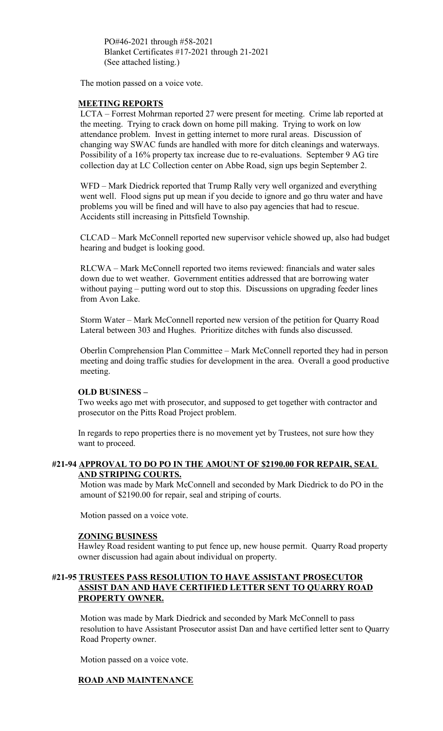PO#46-2021 through #58-2021
Blanket Certificates #17-2021 through 21-2021
(See attached listing.)

The motion passed on a voice vote.

**MEETING REPORTS**

LCTA – Forrest Mohrman reported 27 were present for meeting. Crime lab reported at the meeting. Trying to crack down on home pill making. Trying to work on low attendance problem. Invest in getting internet to more rural areas. Discussion of changing way SWAC funds are handled with more for ditch cleanings and waterways. Possibility of a 16% property tax increase due to re-evaluations. September 9 AG tire collection day at LC Collection center on Abbe Road, sign ups begin September 2.

WFD – Mark Diedrick reported that Trump Rally very well organized and everything went well. Flood signs put up mean if you decide to ignore and go thru water and have problems you will be fined and will have to also pay agencies that had to rescue. Accidents still increasing in Pittsfield Township.

CLCAD – Mark McConnell reported new supervisor vehicle showed up, also had budget hearing and budget is looking good.

RLCWA – Mark McConnell reported two items reviewed: financials and water sales down due to wet weather. Government entities addressed that are borrowing water without paying – putting word out to stop this. Discussions on upgrading feeder lines from Avon Lake.

Storm Water – Mark McConnell reported new version of the petition for Quarry Road Lateral between 303 and Hughes. Prioritize ditches with funds also discussed.

Oberlin Comprehension Plan Committee – Mark McConnell reported they had in person meeting and doing traffic studies for development in the area. Overall a good productive meeting.

**OLD BUSINESS –**

Two weeks ago met with prosecutor, and supposed to get together with contractor and prosecutor on the Pitts Road Project problem.

In regards to repo properties there is no movement yet by Trustees, not sure how they want to proceed.

**#21-94 APPROVAL TO DO PO IN THE AMOUNT OF $2190.00 FOR REPAIR, SEAL AND STRIPING COURTS.**

Motion was made by Mark McConnell and seconded by Mark Diedrick to do PO in the amount of $2190.00 for repair, seal and striping of courts.

Motion passed on a voice vote.

**ZONING BUSINESS**

Hawley Road resident wanting to put fence up, new house permit. Quarry Road property owner discussion had again about individual on property.

**#21-95 TRUSTEES PASS RESOLUTION TO HAVE ASSISTANT PROSECUTOR ASSIST DAN AND HAVE CERTIFIED LETTER SENT TO QUARRY ROAD PROPERTY OWNER.**

Motion was made by Mark Diedrick and seconded by Mark McConnell to pass resolution to have Assistant Prosecutor assist Dan and have certified letter sent to Quarry Road Property owner.

Motion passed on a voice vote.

**ROAD AND MAINTENANCE**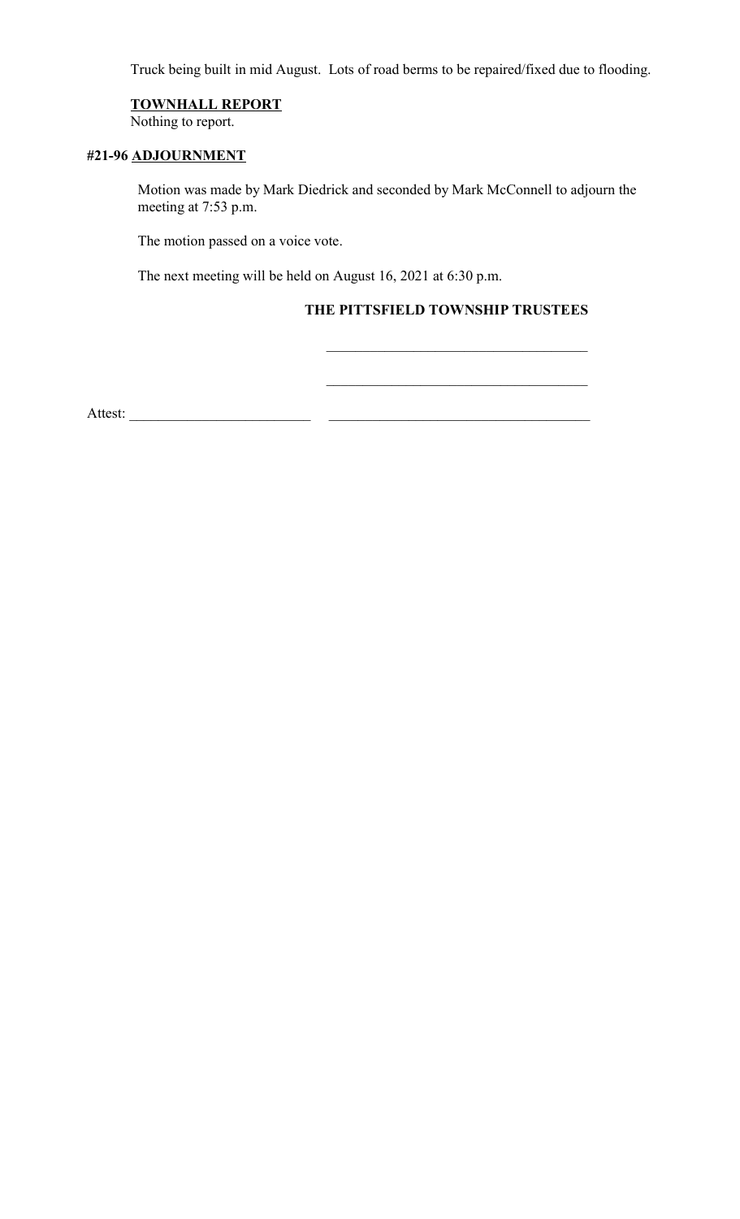Truck being built in mid August. Lots of road berms to be repaired/fixed due to flooding.

**TOWNHALL REPORT**

Nothing to report.

### #21-96 ADJOURNMENT

Motion was made by Mark Diedrick and seconded by Mark McConnell to adjourn the meeting at 7:53 p.m.

The motion passed on a voice vote.

The next meeting will be held on August 16, 2021 at 6:30 p.m.

**THE PITTSFIELD TOWNSHIP TRUSTEES**

\_\_\_\_\_\_\_\_\_\_\_\_\_\_\_\_\_\_\_\_\_\_\_\_\_\_\_\_\_\_\_\_\_\_\_\_

\_\_\_\_\_\_\_\_\_\_\_\_\_\_\_\_\_\_\_\_\_\_\_\_\_\_\_\_\_\_\_\_\_\_\_\_

Attest: \_\_\_\_\_\_\_\_\_\_\_\_\_\_\_\_\_\_\_\_\_\_\_\_\_ \_\_\_\_\_\_\_\_\_\_\_\_\_\_\_\_\_\_\_\_\_\_\_\_\_\_\_\_\_\_\_\_\_\_\_\_